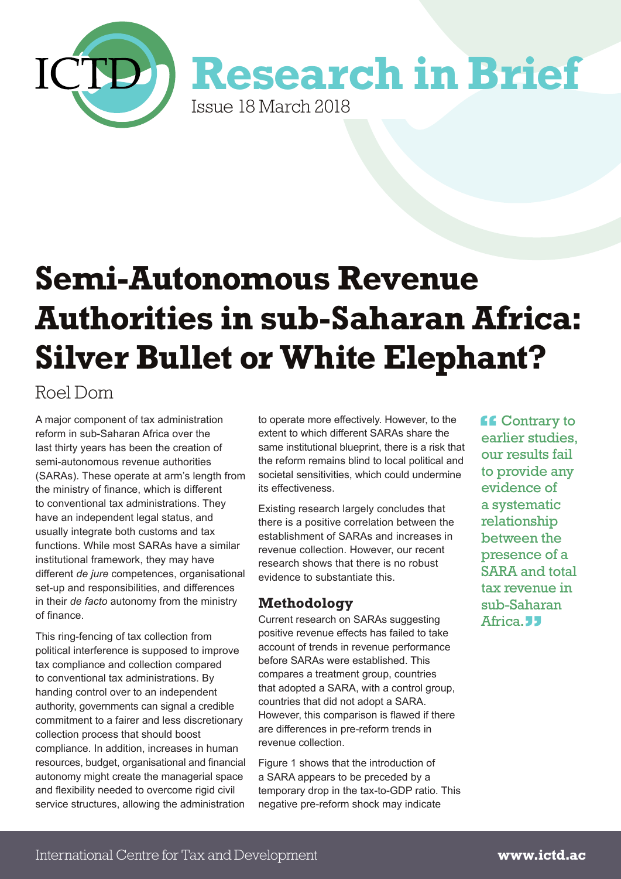ICTD Research in Brief

Issue 18 March 2018

# Semi-Autonomous Revenue Authorities in sub-Saharan Africa: Silver Bullet or White Elephant?

Roel Dom

A major component of tax administration reform in sub-Saharan Africa over the last thirty years has been the creation of semi-autonomous revenue authorities (SARAs). These operate at arm's length from the ministry of finance, which is different to conventional tax administrations. They have an independent legal status, and usually integrate both customs and tax functions. While most SARAs have a similar institutional framework, they may have different *de jure* competences, organisational set-up and responsibilities, and differences in their *de facto* autonomy from the ministry of finance.

This ring-fencing of tax collection from political interference is supposed to improve tax compliance and collection compared to conventional tax administrations. By handing control over to an independent authority, governments can signal a credible commitment to a fairer and less discretionary collection process that should boost compliance. In addition, increases in human resources, budget, organisational and financial autonomy might create the managerial space and flexibility needed to overcome rigid civil service structures, allowing the administration to operate more effectively. However, to the extent to which different SARAs share the same institutional blueprint, there is a risk that the reform remains blind to local political and societal sensitivities, which could undermine its effectiveness.

Existing research largely concludes that there is a positive correlation between the establishment of SARAs and increases in revenue collection. However, our recent research shows that there is no robust evidence to substantiate this.

> "Contrary to earlier studies, our results fail to provide any evidence of a systematic relationship between the presence of a SARA and total tax revenue in sub-Saharan Africa."

## Methodology

Current research on SARAs suggesting positive revenue effects has failed to take account of trends in revenue performance before SARAs were established. This compares a treatment group, countries that adopted a SARA, with a control group, countries that did not adopt a SARA. However, this comparison is flawed if there are differences in pre-reform trends in revenue collection.

Figure 1 shows that the introduction of a SARA appears to be preceded by a temporary drop in the tax-to-GDP ratio. This negative pre-reform shock may indicate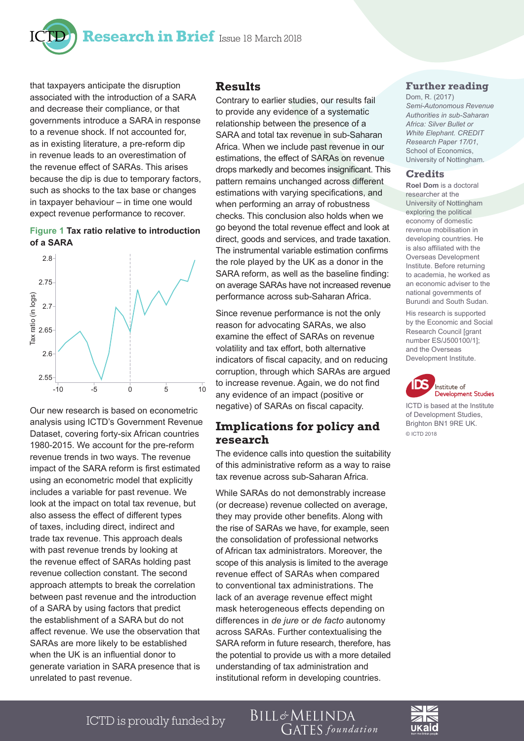that taxpayers anticipate the disruption associated with the introduction of a SARA and decrease their compliance, or that governments introduce a SARA in response to a revenue shock. If not accounted for, as in existing literature, a pre-reform dip in revenue leads to an overestimation of the revenue effect of SARAs. This arises because the dip is due to temporary factors, such as shocks to the tax base or changes in taxpayer behaviour – in time one would expect revenue performance to recover.

**Figure 1 Tax ratio relative to introduction of a SARA**

Tax ratio (in logs)

2.8
2.75
2.7
2.65
2.6
2.55

-10
-5
0
5
10

Our new research is based on econometric analysis using ICTD's Government Revenue Dataset, covering forty-six African countries 1980-2015. We account for the pre-reform revenue trends in two ways. The revenue impact of the SARA reform is first estimated using an econometric model that explicitly includes a variable for past revenue. We look at the impact on total tax revenue, but also assess the effect of different types of taxes, including direct, indirect and trade tax revenue. This approach deals with past revenue trends by looking at the revenue effect of SARAs holding past revenue collection constant. The second approach attempts to break the correlation between past revenue and the introduction of a SARA by using factors that predict the establishment of a SARA but do not affect revenue. We use the observation that SARAs are more likely to be established when the UK is an influential donor to generate variation in SARA presence that is unrelated to past revenue.

## Results

Contrary to earlier studies, our results fail to provide any evidence of a systematic relationship between the presence of a SARA and total tax revenue in sub-Saharan Africa. When we include past revenue in our estimations, the effect of SARAs on revenue drops markedly and becomes insignificant. This pattern remains unchanged across different estimations with varying specifications, and when performing an array of robustness checks. This conclusion also holds when we go beyond the total revenue effect and look at direct, goods and services, and trade taxation. The instrumental variable estimation confirms the role played by the UK as a donor in the SARA reform, as well as the baseline finding: on average SARAs have not increased revenue performance across sub-Saharan Africa.

Since revenue performance is not the only reason for advocating SARAs, we also examine the effect of SARAs on revenue volatility and tax effort, both alternative indicators of fiscal capacity, and on reducing corruption, through which SARAs are argued to increase revenue. Again, we do not find any evidence of an impact (positive or negative) of SARAs on fiscal capacity.

## Implications for policy and research

The evidence calls into question the suitability of this administrative reform as a way to raise tax revenue across sub-Saharan Africa.

While SARAs do not demonstrably increase (or decrease) revenue collected on average, they may provide other benefits. Along with the rise of SARAs we have, for example, seen the consolidation of professional networks of African tax administrators. Moreover, the scope of this analysis is limited to the average revenue effect of SARAs when compared to conventional tax administrations. The lack of an average revenue effect might mask heterogeneous effects depending on differences in *de jure* or *de facto* autonomy across SARAs. Further contextualising the SARA reform in future research, therefore, has the potential to provide us with a more detailed understanding of tax administration and institutional reform in developing countries.

## Further reading

Dom, R. (2017) *Semi-Autonomous Revenue Authorities in sub-Saharan Africa: Silver Bullet or White Elephant. CREDIT Research Paper 17/01*, School of Economics, University of Nottingham.

## Credits

**Roel Dom** is a doctoral researcher at the University of Nottingham exploring the political economy of domestic revenue mobilisation in developing countries. He is also affiliated with the Overseas Development Institute. Before returning to academia, he worked as an economic adviser to the national governments of Burundi and South Sudan.

His research is supported by the Economic and Social Research Council [grant number ES/J500100/1]; and the Overseas Development Institute.

ICTD is based at the Institute of Development Studies, Brighton BN1 9RE UK.
© ICTD 2018

ICTD is proudly funded by BILL & MELINDA GATES foundation, UKaid